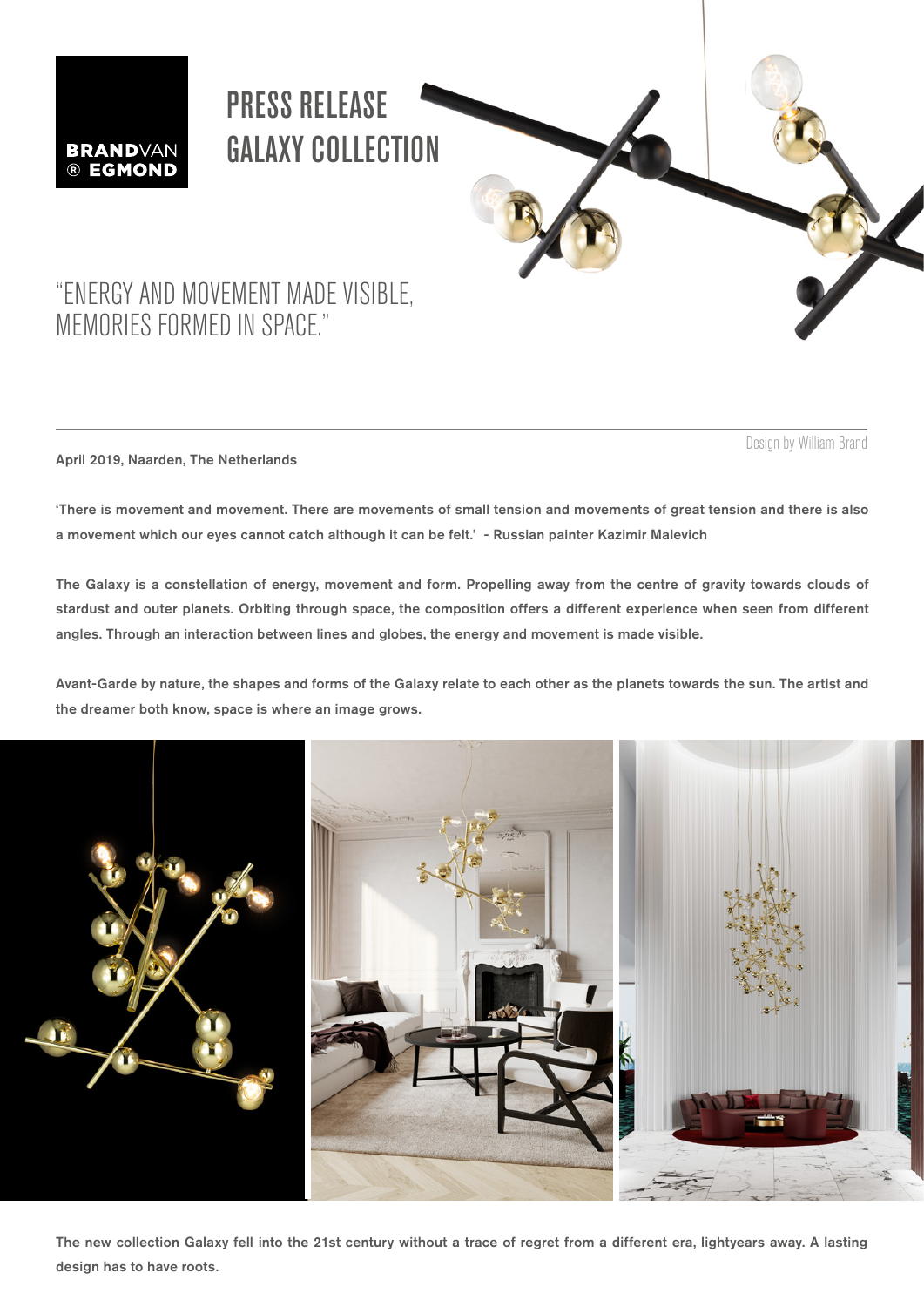BRANDVAN ® EGMOND

# PRESS RELEASE
# GALAXY COLLECTION

## “ENERGY AND MOVEMENT MADE VISIBLE, MEMORIES FORMED IN SPACE.”

Design by William Brand

**April 2019, Naarden, The Netherlands**

**‘There is movement and movement. There are movements of small tension and movements of great tension and there is also a movement which our eyes cannot catch although it can be felt.’ - Russian painter Kazimir Malevich**

**The Galaxy is a constellation of energy, movement and form. Propelling away from the centre of gravity towards clouds of stardust and outer planets. Orbiting through space, the composition offers a different experience when seen from different angles. Through an interaction between lines and globes, the energy and movement is made visible.**

**Avant-Garde by nature, the shapes and forms of the Galaxy relate to each other as the planets towards the sun. The artist and the dreamer both know, space is where an image grows.**

**The new collection Galaxy fell into the 21st century without a trace of regret from a different era, lightyears away. A lasting design has to have roots.**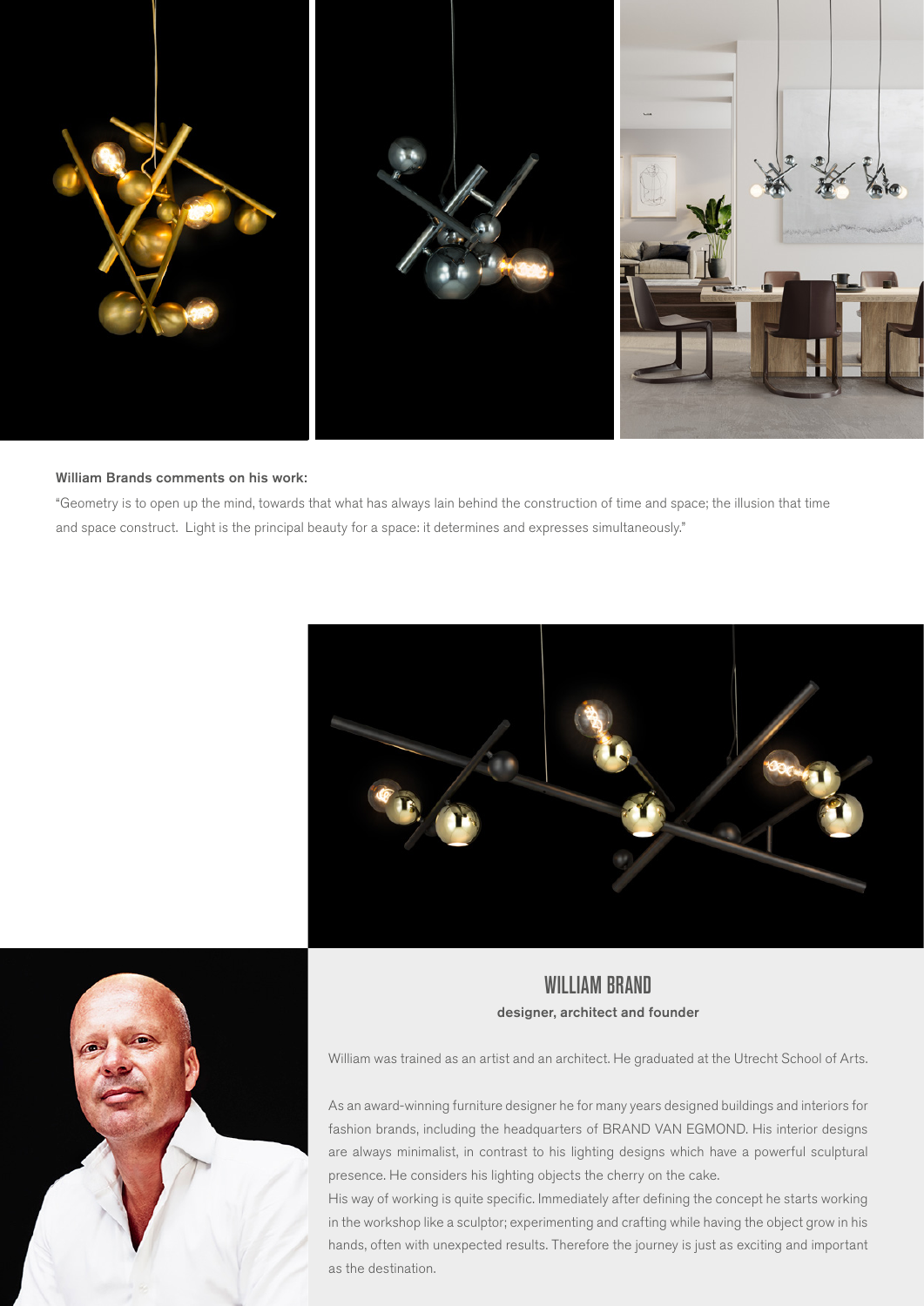**William Brands comments on his work:**

"Geometry is to open up the mind, towards that what has always lain behind the construction of time and space; the illusion that time and space construct. Light is the principal beauty for a space: it determines and expresses simultaneously."

## WILLIAM BRAND

**designer, architect and founder**

William was trained as an artist and an architect. He graduated at the Utrecht School of Arts.

As an award-winning furniture designer he for many years designed buildings and interiors for fashion brands, including the headquarters of BRAND VAN EGMOND. His interior designs are always minimalist, in contrast to his lighting designs which have a powerful sculptural presence. He considers his lighting objects the cherry on the cake.
His way of working is quite specific. Immediately after defining the concept he starts working in the workshop like a sculptor; experimenting and crafting while having the object grow in his hands, often with unexpected results. Therefore the journey is just as exciting and important as the destination.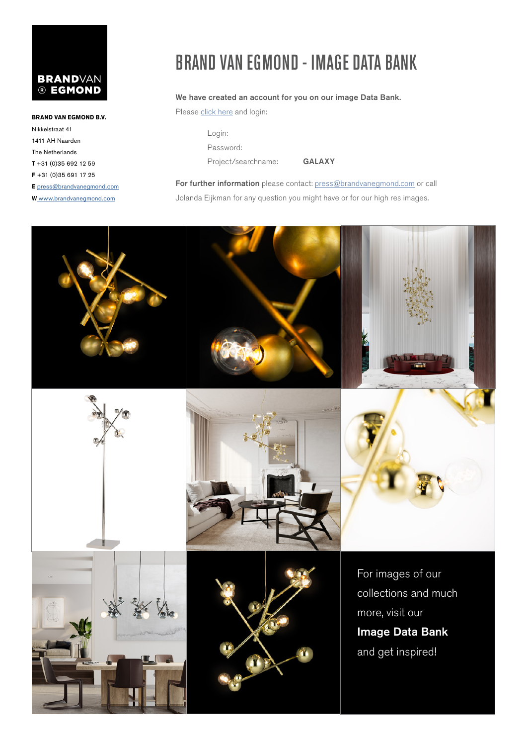BRANDVAN
® EGMOND

**BRAND VAN EGMOND B.V.**

Nikkelstraat 41

1411 AH Naarden

The Netherlands

**T** +31 (0)35 692 12 59

**F** +31 (0)35 691 17 25

**E** press@brandvanegmond.com

**W** www.brandvanegmond.com

# BRAND VAN EGMOND - IMAGE DATA BANK

**We have created an account for you on our image Data Bank.**

Please click here and login:

Login:

Password:

Project/searchname: **GALAXY**

**For further information** please contact: press@brandvanegmond.com or call Jolanda Eijkman for any question you might have or for our high res images.

For images of our collections and much more, visit our **Image Data Bank** and get inspired!